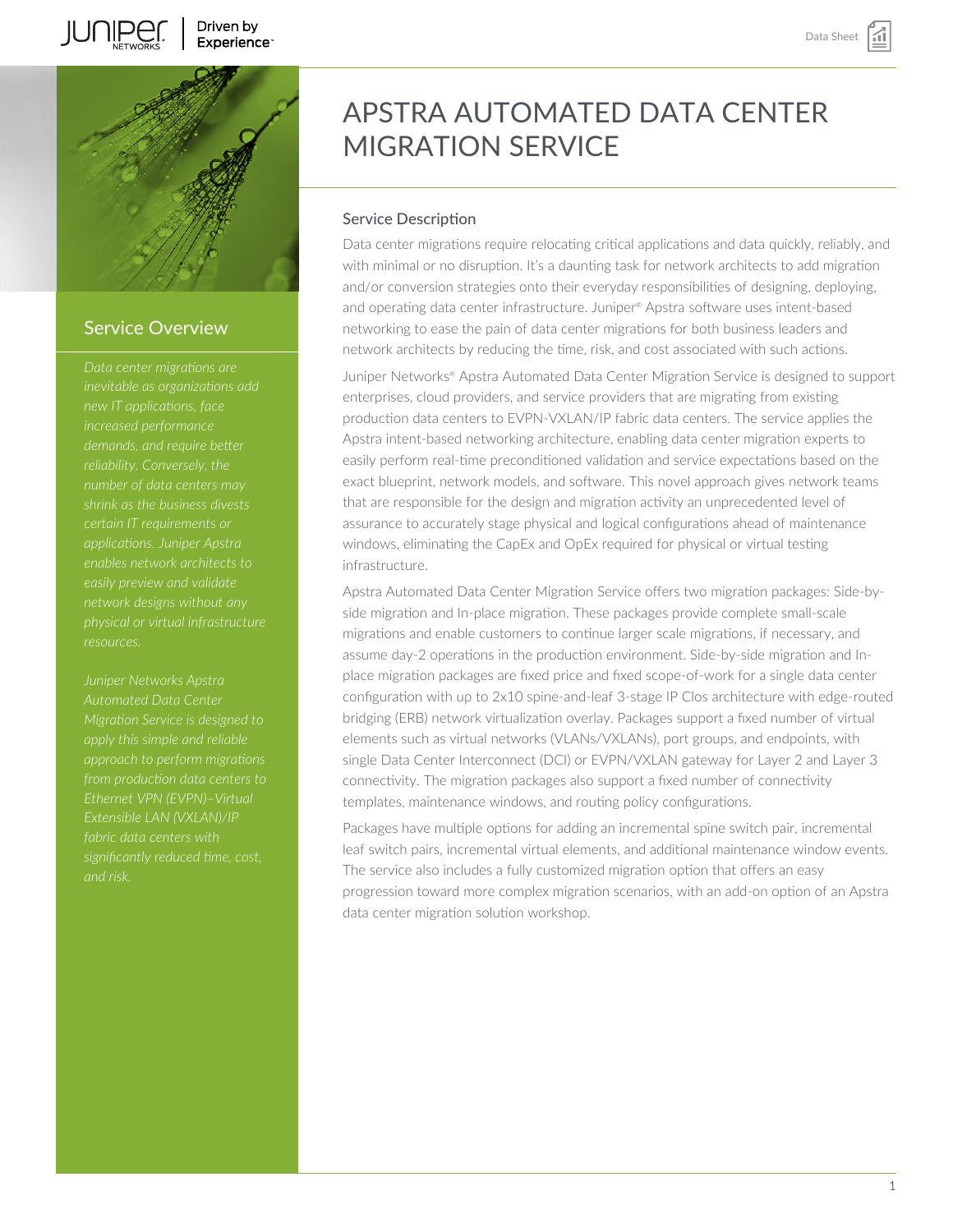# APSTRA AUTOMATED DATA CENTER MIGRATION SERVICE

## Service Overview

*Data center migrations are inevitable as organizations add new IT applications, face increased performance demands, and require better reliability. Conversely, the number of data centers may shrink as the business divests certain IT requirements or applications. Juniper Apstra enables network architects to easily preview and validate network designs without any physical or virtual infrastructure resources.*

*Juniper Networks Apstra Automated Data Center Migration Service is designed to apply this simple and reliable approach to perform migrations from production data centers to Ethernet VPN (EVPN)–Virtual Extensible LAN (VXLAN)/IP fabric data centers with significantly reduced time, cost, and risk.*

## Service Description

Data center migrations require relocating critical applications and data quickly, reliably, and with minimal or no disruption. It's a daunting task for network architects to add migration and/or conversion strategies onto their everyday responsibilities of designing, deploying, and operating data center infrastructure. Juniper® Apstra software uses intent-based networking to ease the pain of data center migrations for both business leaders and network architects by reducing the time, risk, and cost associated with such actions.

Juniper Networks® Apstra Automated Data Center Migration Service is designed to support enterprises, cloud providers, and service providers that are migrating from existing production data centers to EVPN-VXLAN/IP fabric data centers. The service applies the Apstra intent-based networking architecture, enabling data center migration experts to easily perform real-time preconditioned validation and service expectations based on the exact blueprint, network models, and software. This novel approach gives network teams that are responsible for the design and migration activity an unprecedented level of assurance to accurately stage physical and logical configurations ahead of maintenance windows, eliminating the CapEx and OpEx required for physical or virtual testing infrastructure.

Apstra Automated Data Center Migration Service offers two migration packages: Side-by-side migration and In-place migration. These packages provide complete small-scale migrations and enable customers to continue larger scale migrations, if necessary, and assume day-2 operations in the production environment. Side-by-side migration and In-place migration packages are fixed price and fixed scope-of-work for a single data center configuration with up to 2x10 spine-and-leaf 3-stage IP Clos architecture with edge-routed bridging (ERB) network virtualization overlay. Packages support a fixed number of virtual elements such as virtual networks (VLANs/VXLANs), port groups, and endpoints, with single Data Center Interconnect (DCI) or EVPN/VXLAN gateway for Layer 2 and Layer 3 connectivity. The migration packages also support a fixed number of connectivity templates, maintenance windows, and routing policy configurations.

Packages have multiple options for adding an incremental spine switch pair, incremental leaf switch pairs, incremental virtual elements, and additional maintenance window events. The service also includes a fully customized migration option that offers an easy progression toward more complex migration scenarios, with an add-on option of an Apstra data center migration solution workshop.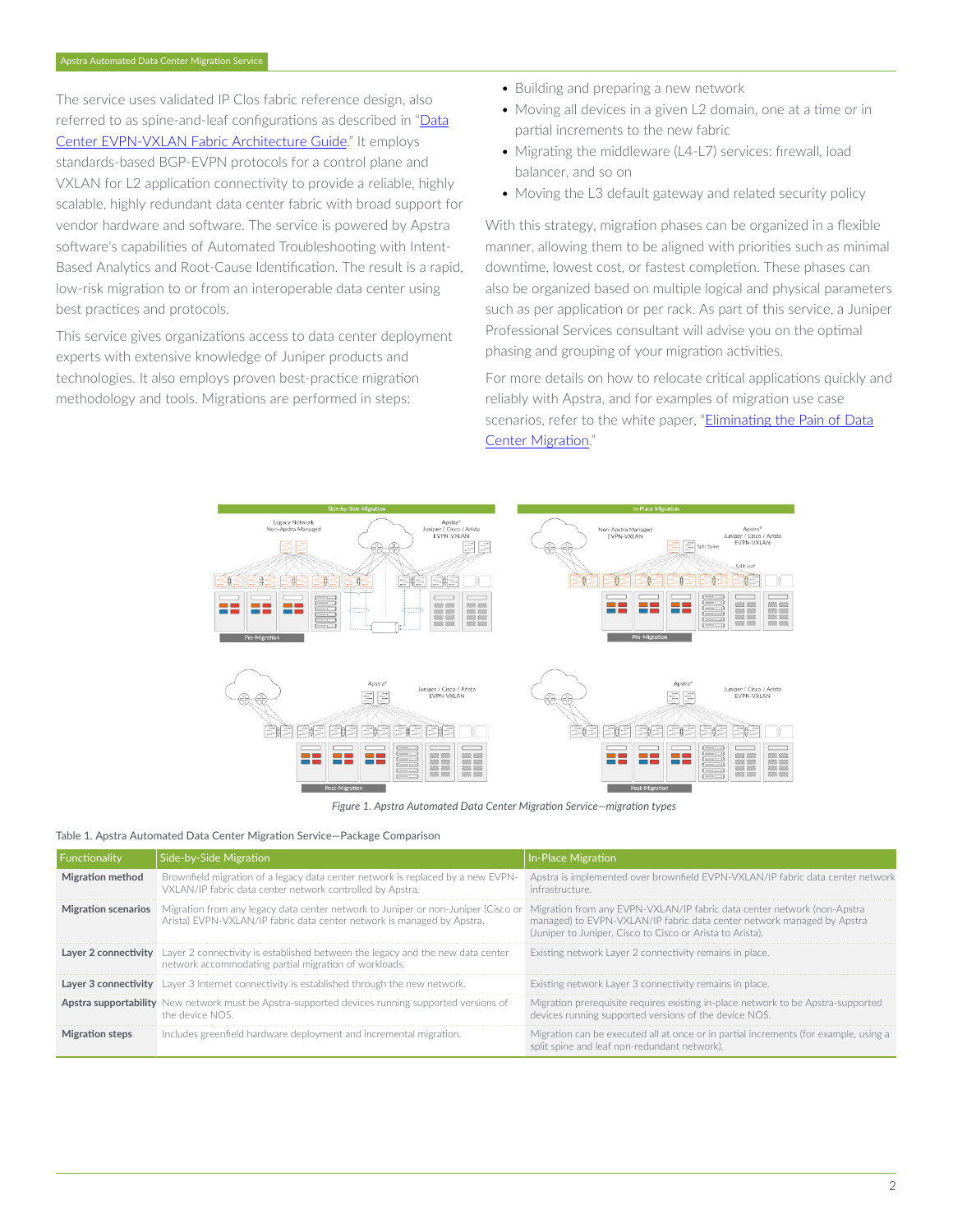The service uses validated IP Clos fabric reference design, also referred to as spine-and-leaf configurations as described in "[Data Center EVPN-VXLAN Fabric Architecture Guide](#)." It employs standards-based BGP-EVPN protocols for a control plane and VXLAN for L2 application connectivity to provide a reliable, highly scalable, highly redundant data center fabric with broad support for vendor hardware and software. The service is powered by Apstra software's capabilities of Automated Troubleshooting with Intent-Based Analytics and Root-Cause Identification. The result is a rapid, low-risk migration to or from an interoperable data center using best practices and protocols.

This service gives organizations access to data center deployment experts with extensive knowledge of Juniper products and technologies. It also employs proven best-practice migration methodology and tools. Migrations are performed in steps:

- Building and preparing a new network
- Moving all devices in a given L2 domain, one at a time or in partial increments to the new fabric
- Migrating the middleware (L4-L7) services: firewall, load balancer, and so on
- Moving the L3 default gateway and related security policy

With this strategy, migration phases can be organized in a flexible manner, allowing them to be aligned with priorities such as minimal downtime, lowest cost, or fastest completion. These phases can also be organized based on multiple logical and physical parameters such as per application or per rack. As part of this service, a Juniper Professional Services consultant will advise you on the optimal phasing and grouping of your migration activities.

For more details on how to relocate critical applications quickly and reliably with Apstra, and for examples of migration use case scenarios, refer to the white paper, "[Eliminating the Pain of Data Center Migration](#)."

*Figure 1. Apstra Automated Data Center Migration Service—migration types*

Table 1. Apstra Automated Data Center Migration Service—Package Comparison

| Functionality | Side-by-Side Migration | In-Place Migration |
|---|---|---|
| **Migration method** | Brownfield migration of a legacy data center network is replaced by a new EVPN-VXLAN/IP fabric data center network controlled by Apstra. | Apstra is implemented over brownfield EVPN-VXLAN/IP fabric data center network infrastructure. |
| **Migration scenarios** | Migration from any legacy data center network to Juniper or non-Juniper (Cisco or Arista) EVPN-VXLAN/IP fabric data center network is managed by Apstra. | Migration from any EVPN-VXLAN/IP fabric data center network (non-Apstra managed) to EVPN-VXLAN/IP fabric data center network managed by Apstra (Juniper to Juniper, Cisco to Cisco or Arista to Arista). |
| **Layer 2 connectivity** | Layer 2 connectivity is established between the legacy and the new data center network accommodating partial migration of workloads. | Existing network Layer 2 connectivity remains in place. |
| **Layer 3 connectivity** | Layer 3 Internet connectivity is established through the new network. | Existing network Layer 3 connectivity remains in place. |
| **Apstra supportability** | New network must be Apstra-supported devices running supported versions of the device NOS. | Migration prerequisite requires existing in-place network to be Apstra-supported devices running supported versions of the device NOS. |
| **Migration steps** | Includes greenfield hardware deployment and incremental migration. | Migration can be executed all at once or in partial increments (for example, using a split spine and leaf non-redundant network). |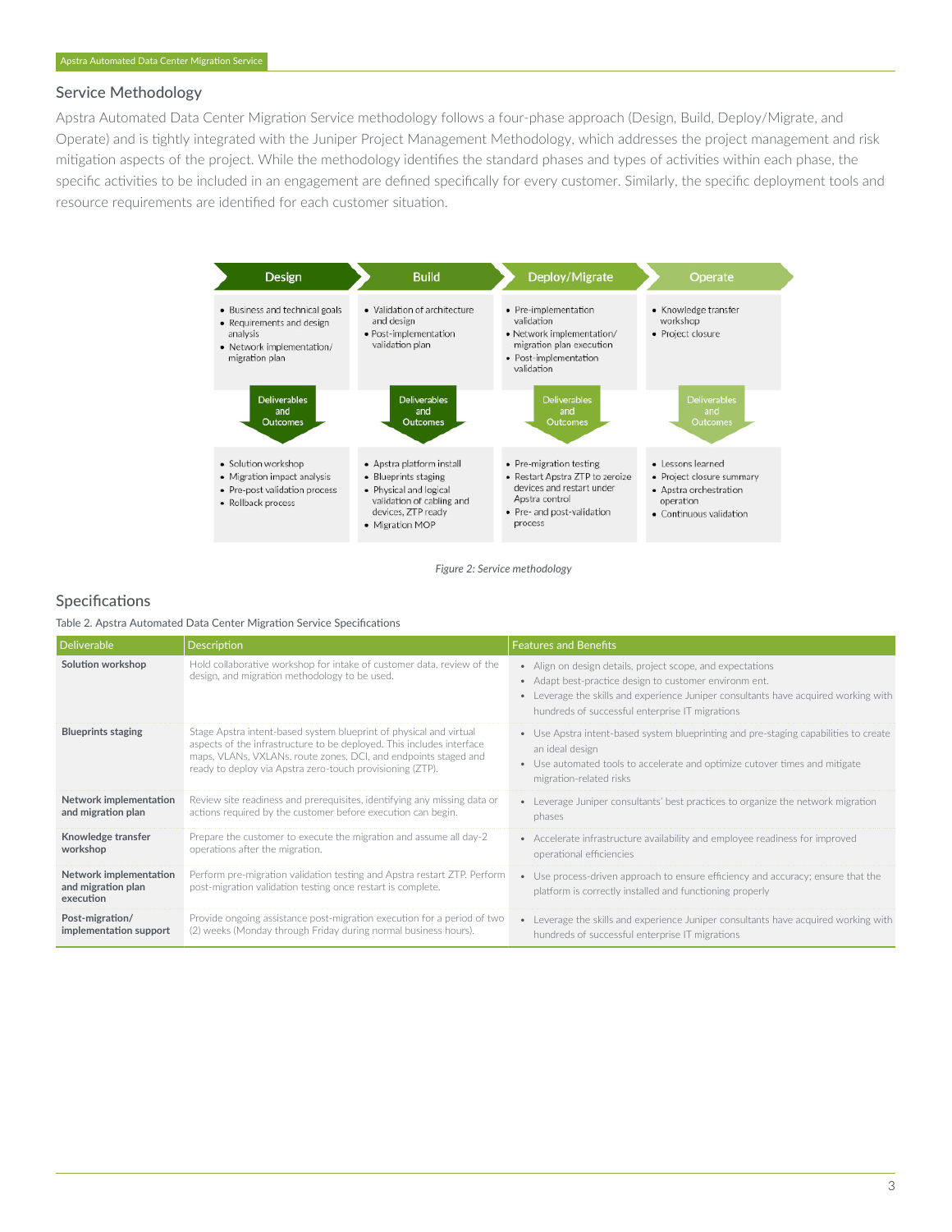## Service Methodology

Apstra Automated Data Center Migration Service methodology follows a four-phase approach (Design, Build, Deploy/Migrate, and Operate) and is tightly integrated with the Juniper Project Management Methodology, which addresses the project management and risk mitigation aspects of the project. While the methodology identifies the standard phases and types of activities within each phase, the specific activities to be included in an engagement are defined specifically for every customer. Similarly, the specific deployment tools and resource requirements are identified for each customer situation.

| | Design | Build | Deploy/Migrate | Operate |
|---|---|---|---|---|
| Activities | • Business and technical goals<br>• Requirements and design analysis<br>• Network implementation/migration plan | • Validation of architecture and design<br>• Post-implementation validation plan | • Pre-implementation validation<br>• Network implementation/migration plan execution<br>• Post-implementation validation | • Knowledge transfer workshop<br>• Project closure |
| Deliverables and Outcomes | • Solution workshop<br>• Migration impact analysis<br>• Pre-post validation process<br>• Rollback process | • Apstra platform install<br>• Blueprints staging<br>• Physical and logical validation of cabling and devices, ZTP ready<br>• Migration MOP | • Pre-migration testing<br>• Restart Apstra ZTP to zeroize devices and restart under Apstra control<br>• Pre- and post-validation process | • Lessons learned<br>• Project closure summary<br>• Apstra orchestration operation<br>• Continuous validation |

*Figure 2: Service methodology*

## Specifications

Table 2. Apstra Automated Data Center Migration Service Specifications

| Deliverable | Description | Features and Benefits |
|---|---|---|
| **Solution workshop** | Hold collaborative workshop for intake of customer data, review of the design, and migration methodology to be used. | • Align on design details, project scope, and expectations<br>• Adapt best-practice design to customer environm ent.<br>• Leverage the skills and experience Juniper consultants have acquired working with hundreds of successful enterprise IT migrations |
| **Blueprints staging** | Stage Apstra intent-based system blueprint of physical and virtual aspects of the infrastructure to be deployed. This includes interface maps, VLANs, VXLANs, route zones, DCI, and endpoints staged and ready to deploy via Apstra zero-touch provisioning (ZTP). | • Use Apstra intent-based system blueprinting and pre-staging capabilities to create an ideal design<br>• Use automated tools to accelerate and optimize cutover times and mitigate migration-related risks |
| **Network implementation and migration plan** | Review site readiness and prerequisites, identifying any missing data or actions required by the customer before execution can begin. | • Leverage Juniper consultants' best practices to organize the network migration phases |
| **Knowledge transfer workshop** | Prepare the customer to execute the migration and assume all day-2 operations after the migration. | • Accelerate infrastructure availability and employee readiness for improved operational efficiencies |
| **Network implementation and migration plan execution** | Perform pre-migration validation testing and Apstra restart ZTP. Perform post-migration validation testing once restart is complete. | • Use process-driven approach to ensure efficiency and accuracy; ensure that the platform is correctly installed and functioning properly |
| **Post-migration/ implementation support** | Provide ongoing assistance post-migration execution for a period of two (2) weeks (Monday through Friday during normal business hours). | • Leverage the skills and experience Juniper consultants have acquired working with hundreds of successful enterprise IT migrations |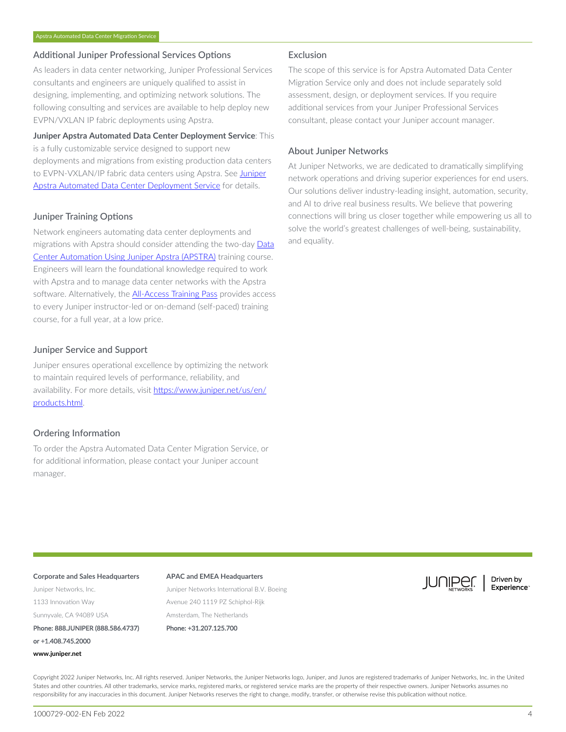## Additional Juniper Professional Services Options

As leaders in data center networking, Juniper Professional Services consultants and engineers are uniquely qualified to assist in designing, implementing, and optimizing network solutions. The following consulting and services are available to help deploy new EVPN/VXLAN IP fabric deployments using Apstra.

**Juniper Apstra Automated Data Center Deployment Service**: This is a fully customizable service designed to support new deployments and migrations from existing production data centers to EVPN-VXLAN/IP fabric data centers using Apstra. See Juniper Apstra Automated Data Center Deployment Service for details.

## Juniper Training Options

Network engineers automating data center deployments and migrations with Apstra should consider attending the two-day Data Center Automation Using Juniper Apstra (APSTRA) training course. Engineers will learn the foundational knowledge required to work with Apstra and to manage data center networks with the Apstra software. Alternatively, the All-Access Training Pass provides access to every Juniper instructor-led or on-demand (self-paced) training course, for a full year, at a low price.

## Juniper Service and Support

Juniper ensures operational excellence by optimizing the network to maintain required levels of performance, reliability, and availability. For more details, visit https://www.juniper.net/us/en/products.html.

## Ordering Information

To order the Apstra Automated Data Center Migration Service, or for additional information, please contact your Juniper account manager.

## Exclusion

The scope of this service is for Apstra Automated Data Center Migration Service only and does not include separately sold assessment, design, or deployment services. If you require additional services from your Juniper Professional Services consultant, please contact your Juniper account manager.

## About Juniper Networks

At Juniper Networks, we are dedicated to dramatically simplifying network operations and driving superior experiences for end users. Our solutions deliver industry-leading insight, automation, security, and AI to drive real business results. We believe that powering connections will bring us closer together while empowering us all to solve the world's greatest challenges of well-being, sustainability, and equality.

**Corporate and Sales Headquarters**
Juniper Networks, Inc.
1133 Innovation Way
Sunnyvale, CA 94089 USA
**Phone: 888.JUNIPER (888.586.4737) or +1.408.745.2000**
**www.juniper.net**

**APAC and EMEA Headquarters**
Juniper Networks International B.V. Boeing Avenue 240 1119 PZ Schiphol-Rijk
Amsterdam, The Netherlands
**Phone: +31.207.125.700**

Juniper Networks | Driven by Experience

Copyright 2022 Juniper Networks, Inc. All rights reserved. Juniper Networks, the Juniper Networks logo, Juniper, and Junos are registered trademarks of Juniper Networks, Inc. in the United States and other countries. All other trademarks, service marks, registered marks, or registered service marks are the property of their respective owners. Juniper Networks assumes no responsibility for any inaccuracies in this document. Juniper Networks reserves the right to change, modify, transfer, or otherwise revise this publication without notice.

1000729-002-EN Feb 2022